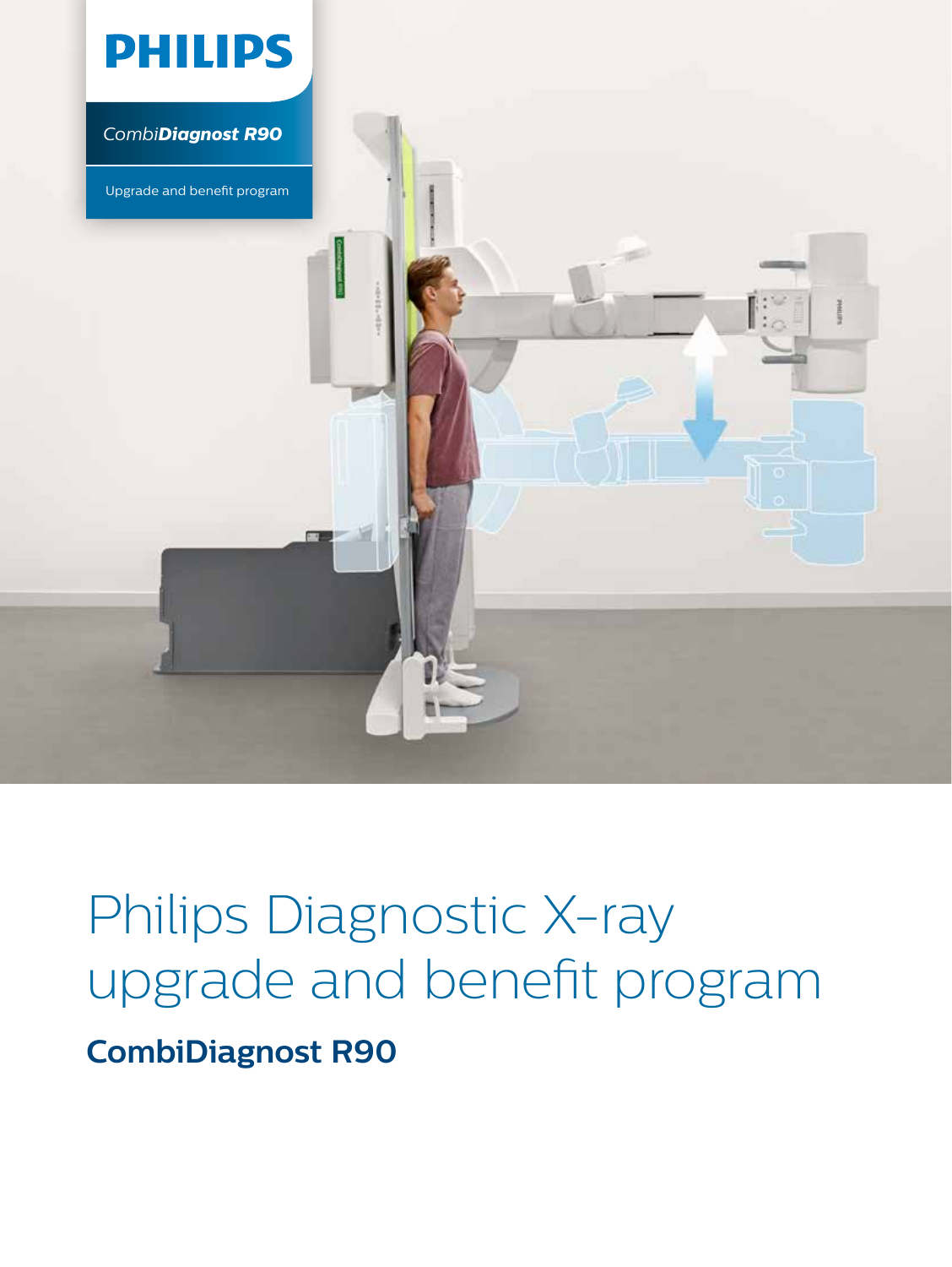PHILIPS

*Combi**Diagnost R90***

Upgrade and benefit program

# Philips Diagnostic X-ray upgrade and benefit program

## CombiDiagnost R90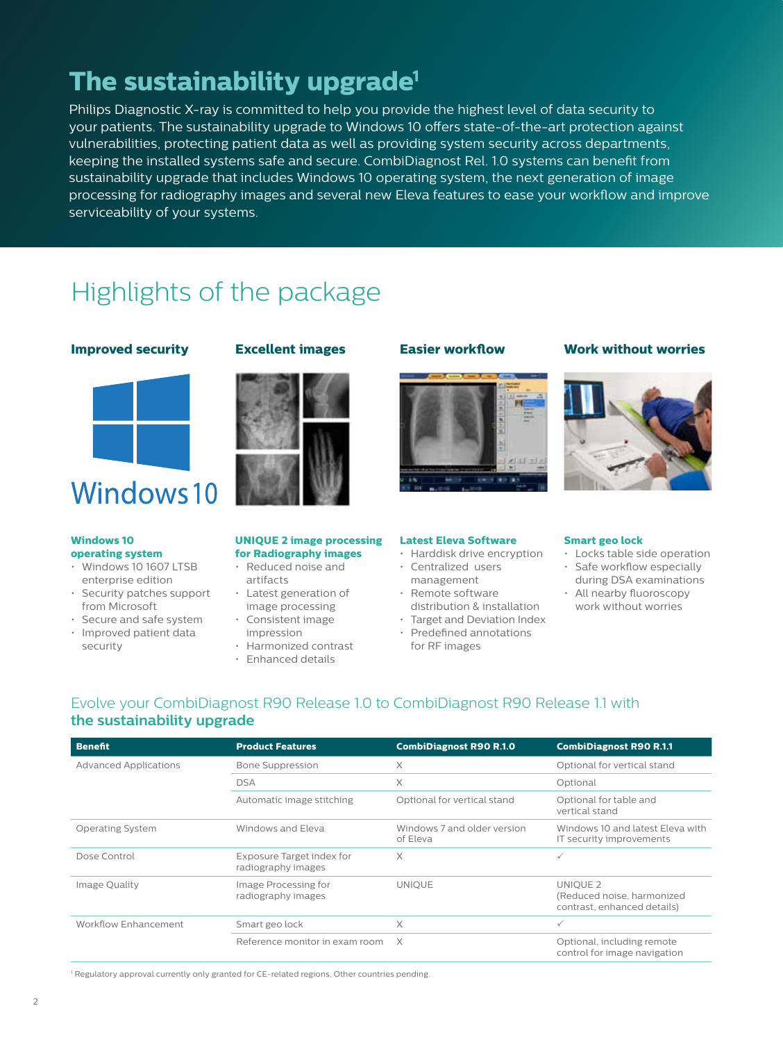# The sustainability upgrade[1]

Philips Diagnostic X-ray is committed to help you provide the highest level of data security to your patients. The sustainability upgrade to Windows 10 offers state-of-the-art protection against vulnerabilities, protecting patient data as well as providing system security across departments, keeping the installed systems safe and secure. CombiDiagnost Rel. 1.0 systems can benefit from sustainability upgrade that includes Windows 10 operating system, the next generation of image processing for radiography images and several new Eleva features to ease your workflow and improve serviceability of your systems.

## Highlights of the package

### Improved security

Windows 10

**Windows 10 operating system**

- Windows 10 1607 LTSB enterprise edition
- Security patches support from Microsoft
- Secure and safe system
- Improved patient data security

### Excellent images

**UNIQUE 2 image processing for Radiography images**

- Reduced noise and artifacts
- Latest generation of image processing
- Consistent image impression
- Harmonized contrast
- Enhanced details

### Easier workflow

**Latest Eleva Software**

- Harddisk drive encryption
- Centralized users management
- Remote software distribution & installation
- Target and Deviation Index
- Predefined annotations for RF images

### Work without worries

**Smart geo lock**

- Locks table side operation
- Safe workflow especially during DSA examinations
- All nearby fluoroscopy work without worries

## Evolve your CombiDiagnost R90 Release 1.0 to CombiDiagnost R90 Release 1.1 with the sustainability upgrade

| Benefit | Product Features | CombiDiagnost R90 R.1.0 | CombiDiagnost R90 R.1.1 |
|---|---|---|---|
| Advanced Applications | Bone Suppression | X | Optional for vertical stand |
| | DSA | X | Optional |
| | Automatic image stitching | Optional for vertical stand | Optional for table and vertical stand |
| Operating System | Windows and Eleva | Windows 7 and older version of Eleva | Windows 10 and latest Eleva with IT security improvements |
| Dose Control | Exposure Target index for radiography images | X | ✓ |
| Image Quality | Image Processing for radiography images | UNIQUE | UNIQUE 2 (Reduced noise, harmonized contrast, enhanced details) |
| Workflow Enhancement | Smart geo lock | X | ✓ |
| | Reference monitor in exam room | X | Optional, including remote control for image navigation |

[1] Regulatory approval currently only granted for CE-related regions. Other countries pending.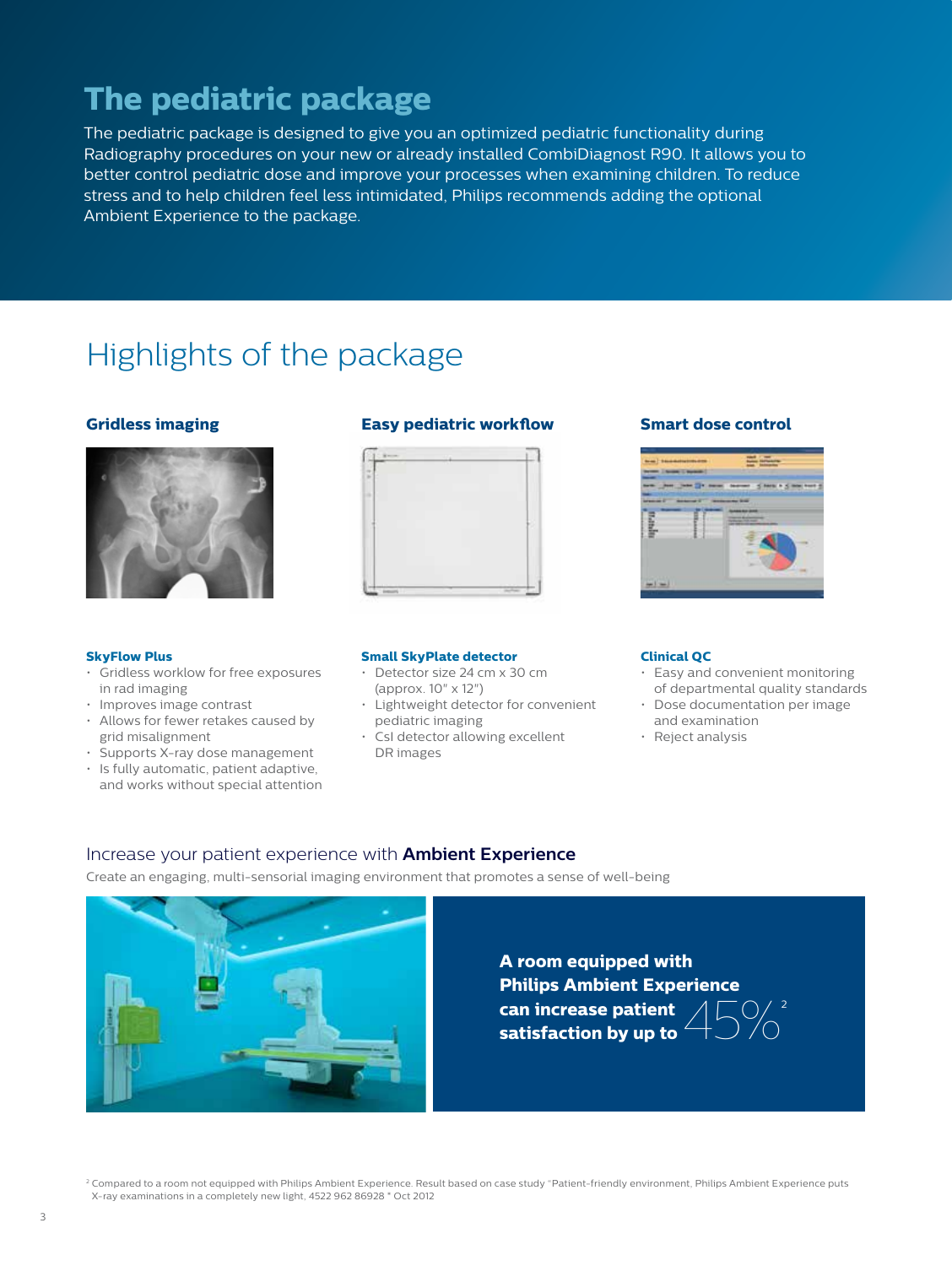# The pediatric package

The pediatric package is designed to give you an optimized pediatric functionality during Radiography procedures on your new or already installed CombiDiagnost R90. It allows you to better control pediatric dose and improve your processes when examining children. To reduce stress and to help children feel less intimidated, Philips recommends adding the optional Ambient Experience to the package.

## Highlights of the package

### Gridless imaging

**SkyFlow Plus**

- Gridless workflow for free exposures in rad imaging
- Improves image contrast
- Allows for fewer retakes caused by grid misalignment
- Supports X-ray dose management
- Is fully automatic, patient adaptive, and works without special attention

### Easy pediatric workflow

**Small SkyPlate detector**

- Detector size 24 cm x 30 cm (approx. 10" x 12")
- Lightweight detector for convenient pediatric imaging
- CsI detector allowing excellent DR images

### Smart dose control

**Clinical QC**

- Easy and convenient monitoring of departmental quality standards
- Dose documentation per image and examination
- Reject analysis

## Increase your patient experience with **Ambient Experience**

Create an engaging, multi-sensorial imaging environment that promotes a sense of well-being

**A room equipped with Philips Ambient Experience can increase patient satisfaction by up to** 45%[2]

[2] Compared to a room not equipped with Philips Ambient Experience. Result based on case study "Patient-friendly environment, Philips Ambient Experience puts X-ray examinations in a completely new light, 4522 962 86928 " Oct 2012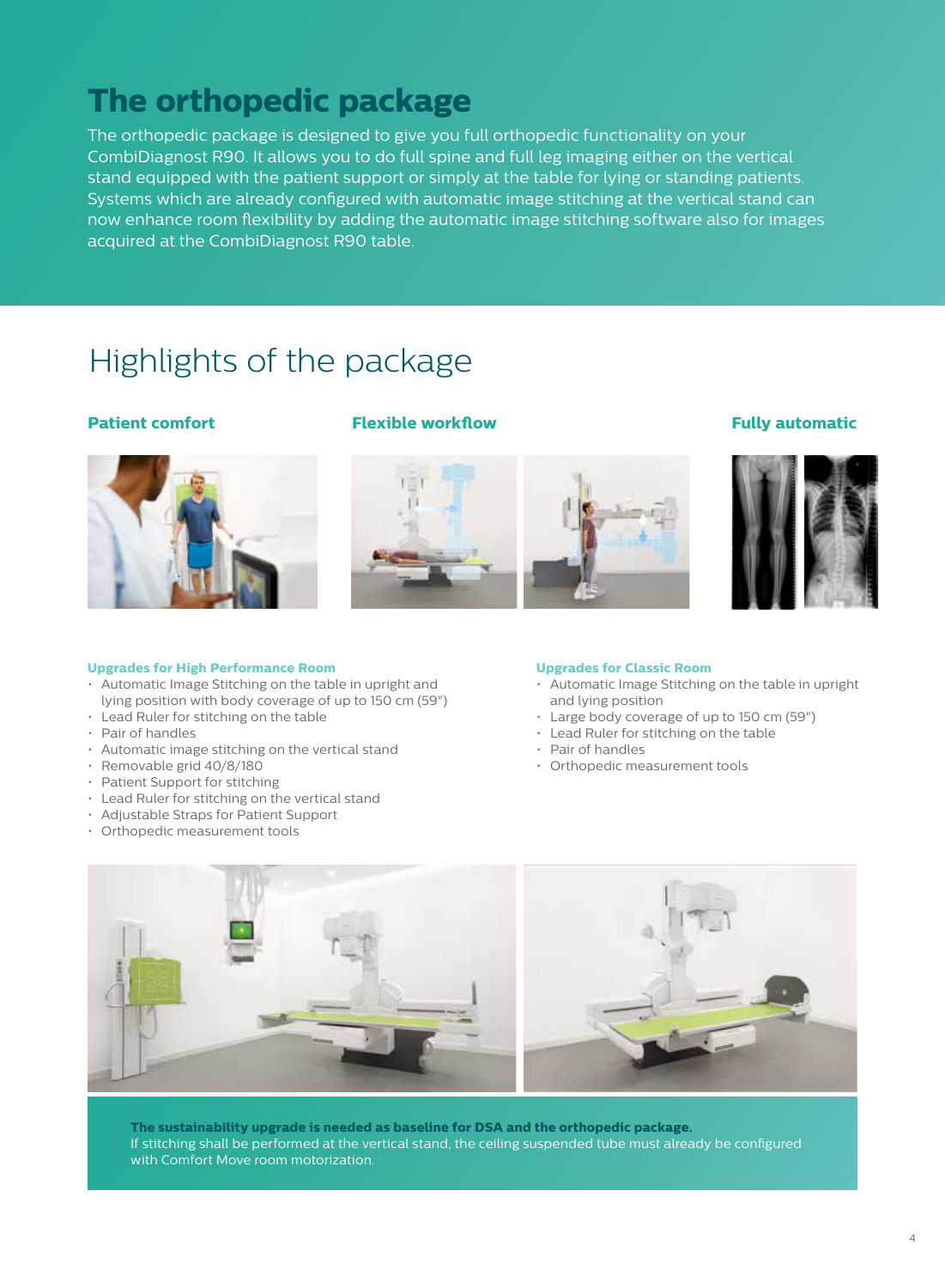# The orthopedic package

The orthopedic package is designed to give you full orthopedic functionality on your CombiDiagnost R90. It allows you to do full spine and full leg imaging either on the vertical stand equipped with the patient support or simply at the table for lying or standing patients. Systems which are already configured with automatic image stitching at the vertical stand can now enhance room flexibility by adding the automatic image stitching software also for images acquired at the CombiDiagnost R90 table.

## Highlights of the package

**Patient comfort**

**Flexible workflow**

**Fully automatic**

### Upgrades for High Performance Room

- Automatic Image Stitching on the table in upright and lying position with body coverage of up to 150 cm (59")
- Lead Ruler for stitching on the table
- Pair of handles
- Automatic image stitching on the vertical stand
- Removable grid 40/8/180
- Patient Support for stitching
- Lead Ruler for stitching on the vertical stand
- Adjustable Straps for Patient Support
- Orthopedic measurement tools

### Upgrades for Classic Room

- Automatic Image Stitching on the table in upright and lying position
- Large body coverage of up to 150 cm (59")
- Lead Ruler for stitching on the table
- Pair of handles
- Orthopedic measurement tools

**The sustainability upgrade is needed as baseline for DSA and the orthopedic package.**
If stitching shall be performed at the vertical stand, the ceiling suspended tube must already be configured with Comfort Move room motorization.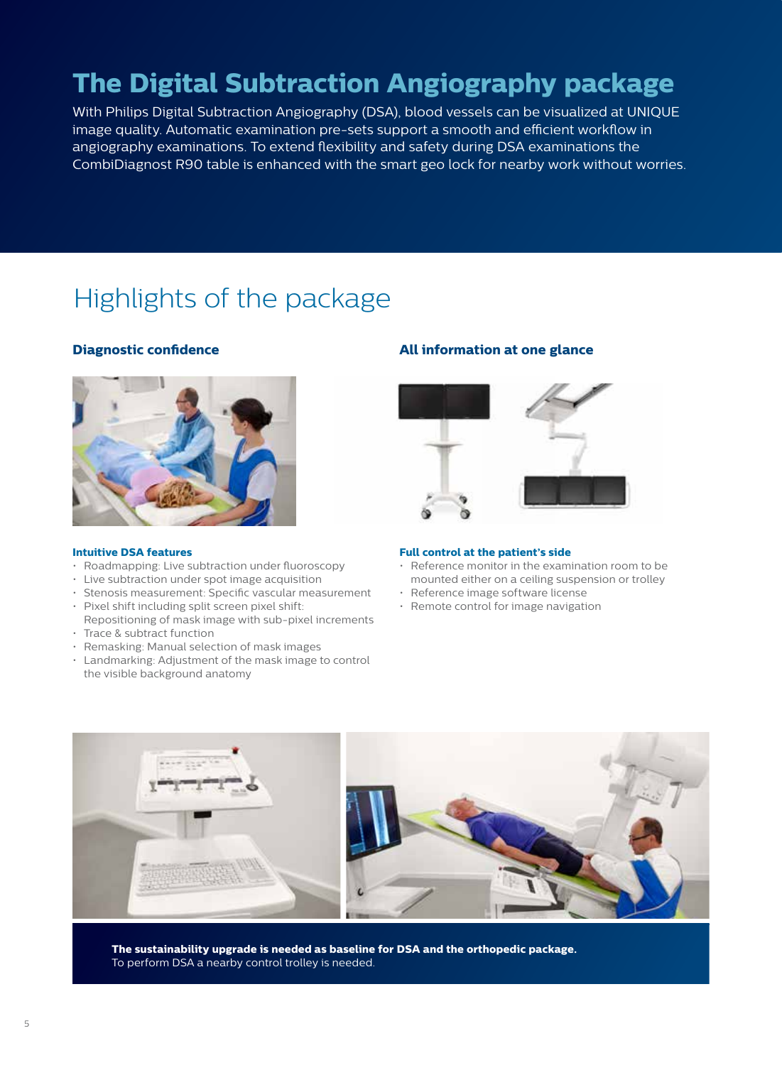# The Digital Subtraction Angiography package

With Philips Digital Subtraction Angiography (DSA), blood vessels can be visualized at UNIQUE image quality. Automatic examination pre-sets support a smooth and efficient workflow in angiography examinations. To extend flexibility and safety during DSA examinations the CombiDiagnost R90 table is enhanced with the smart geo lock for nearby work without worries.

## Highlights of the package

### Diagnostic confidence

**Intuitive DSA features**

- Roadmapping: Live subtraction under fluoroscopy
- Live subtraction under spot image acquisition
- Stenosis measurement: Specific vascular measurement
- Pixel shift including split screen pixel shift: Repositioning of mask image with sub-pixel increments
- Trace & subtract function
- Remasking: Manual selection of mask images
- Landmarking: Adjustment of the mask image to control the visible background anatomy

### All information at one glance

**Full control at the patient's side**

- Reference monitor in the examination room to be mounted either on a ceiling suspension or trolley
- Reference image software license
- Remote control for image navigation

**The sustainability upgrade is needed as baseline for DSA and the orthopedic package.**
To perform DSA a nearby control trolley is needed.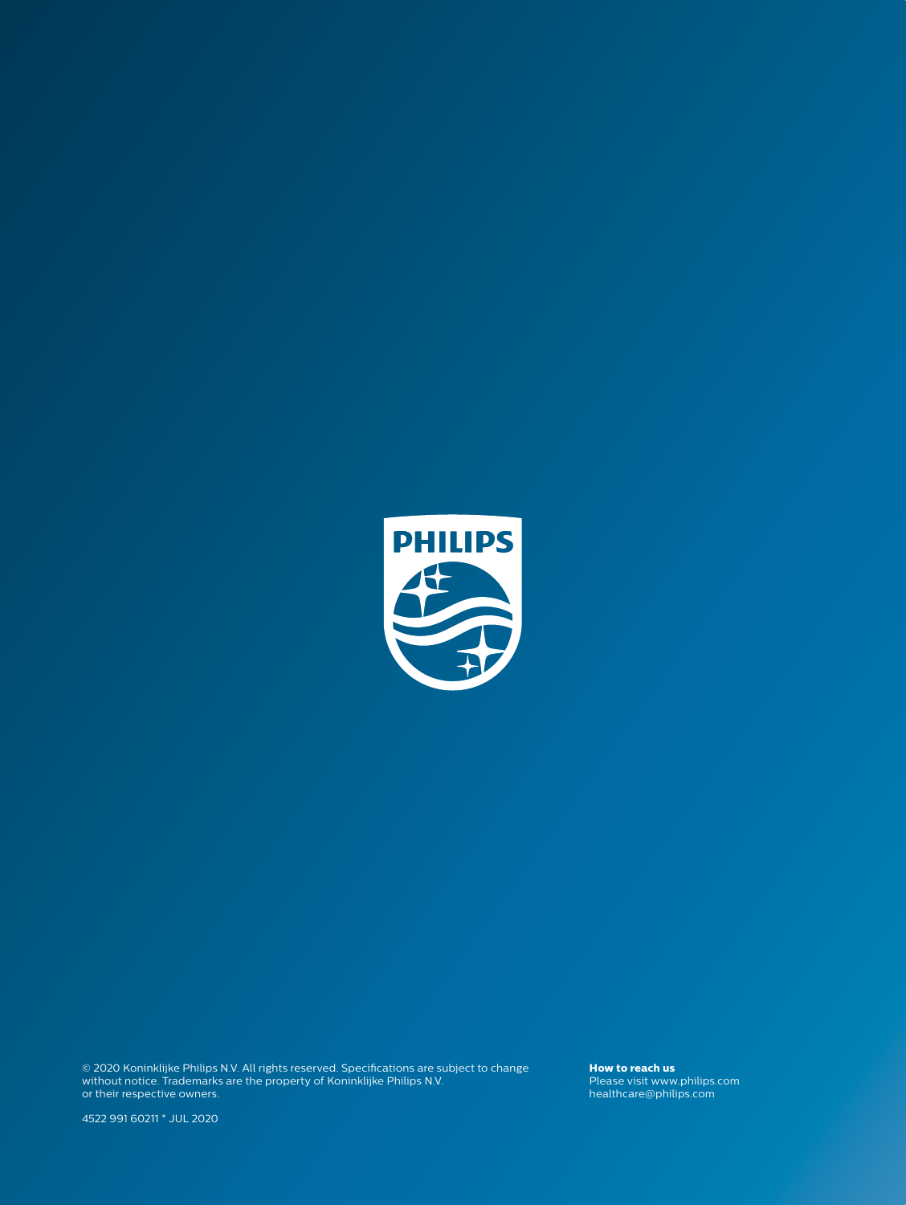© 2020 Koninklijke Philips N.V. All rights reserved. Specifications are subject to change without notice. Trademarks are the property of Koninklijke Philips N.V. or their respective owners.

4522 991 60211 * JUL 2020

**How to reach us**
Please visit www.philips.com
healthcare@philips.com